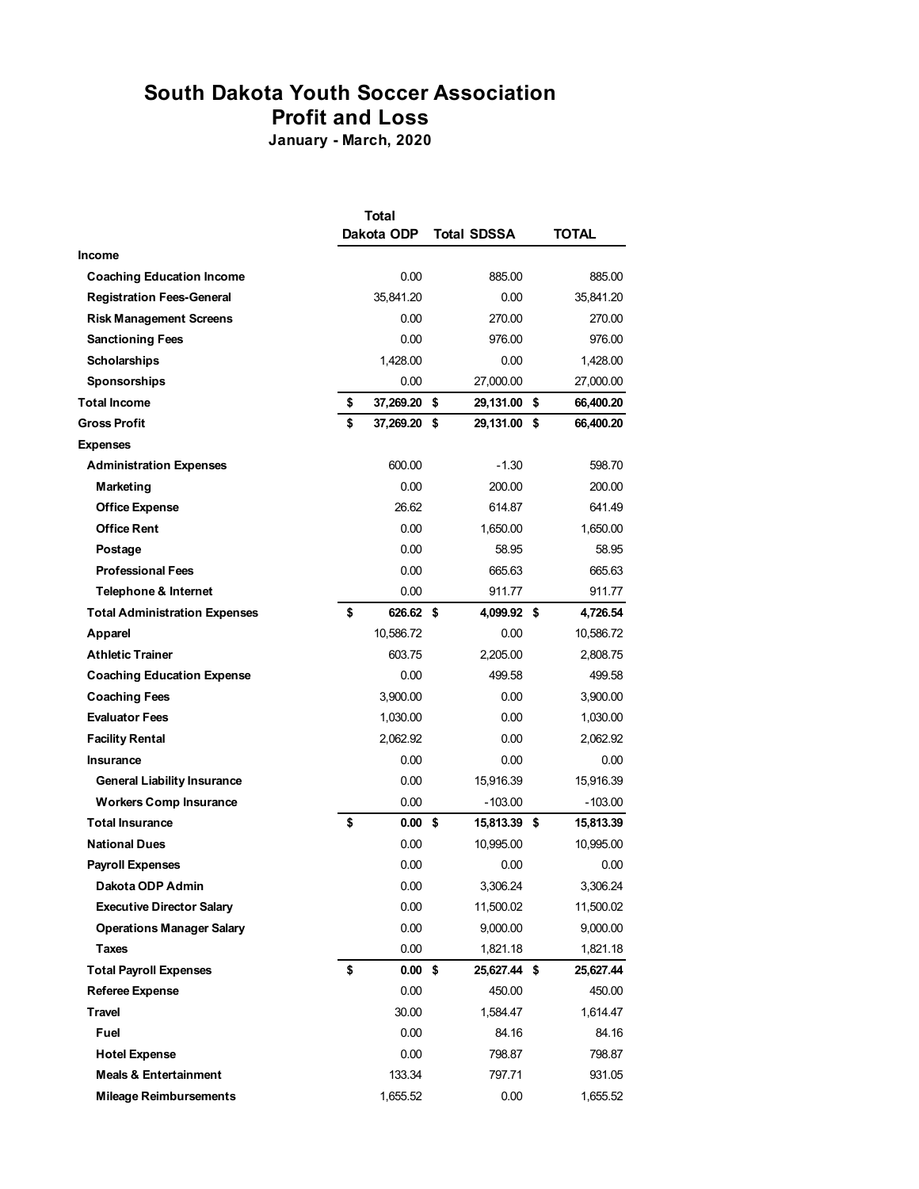# South Dakota Youth Soccer Association
## Profit and Loss
### January - March, 2020

| | Total Dakota ODP | Total SDSSA | TOTAL |
|---|---|---|---|
| **Income** | | | |
| **Coaching Education Income** | 0.00 | 885.00 | 885.00 |
| **Registration Fees-General** | 35,841.20 | 0.00 | 35,841.20 |
| **Risk Management Screens** | 0.00 | 270.00 | 270.00 |
| **Sanctioning Fees** | 0.00 | 976.00 | 976.00 |
| **Scholarships** | 1,428.00 | 0.00 | 1,428.00 |
| **Sponsorships** | 0.00 | 27,000.00 | 27,000.00 |
| **Total Income** | **$ 37,269.20** | **$ 29,131.00** | **$ 66,400.20** |
| **Gross Profit** | **$ 37,269.20** | **$ 29,131.00** | **$ 66,400.20** |
| **Expenses** | | | |
| **Administration Expenses** | 600.00 | -1.30 | 598.70 |
| **Marketing** | 0.00 | 200.00 | 200.00 |
| **Office Expense** | 26.62 | 614.87 | 641.49 |
| **Office Rent** | 0.00 | 1,650.00 | 1,650.00 |
| **Postage** | 0.00 | 58.95 | 58.95 |
| **Professional Fees** | 0.00 | 665.63 | 665.63 |
| **Telephone & Internet** | 0.00 | 911.77 | 911.77 |
| **Total Administration Expenses** | **$ 626.62** | **$ 4,099.92** | **$ 4,726.54** |
| **Apparel** | 10,586.72 | 0.00 | 10,586.72 |
| **Athletic Trainer** | 603.75 | 2,205.00 | 2,808.75 |
| **Coaching Education Expense** | 0.00 | 499.58 | 499.58 |
| **Coaching Fees** | 3,900.00 | 0.00 | 3,900.00 |
| **Evaluator Fees** | 1,030.00 | 0.00 | 1,030.00 |
| **Facility Rental** | 2,062.92 | 0.00 | 2,062.92 |
| **Insurance** | 0.00 | 0.00 | 0.00 |
| **General Liability Insurance** | 0.00 | 15,916.39 | 15,916.39 |
| **Workers Comp Insurance** | 0.00 | -103.00 | -103.00 |
| **Total Insurance** | **$ 0.00** | **$ 15,813.39** | **$ 15,813.39** |
| **National Dues** | 0.00 | 10,995.00 | 10,995.00 |
| **Payroll Expenses** | 0.00 | 0.00 | 0.00 |
| **Dakota ODP Admin** | 0.00 | 3,306.24 | 3,306.24 |
| **Executive Director Salary** | 0.00 | 11,500.02 | 11,500.02 |
| **Operations Manager Salary** | 0.00 | 9,000.00 | 9,000.00 |
| **Taxes** | 0.00 | 1,821.18 | 1,821.18 |
| **Total Payroll Expenses** | **$ 0.00** | **$ 25,627.44** | **$ 25,627.44** |
| **Referee Expense** | 0.00 | 450.00 | 450.00 |
| **Travel** | 30.00 | 1,584.47 | 1,614.47 |
| **Fuel** | 0.00 | 84.16 | 84.16 |
| **Hotel Expense** | 0.00 | 798.87 | 798.87 |
| **Meals & Entertainment** | 133.34 | 797.71 | 931.05 |
| **Mileage Reimbursements** | 1,655.52 | 0.00 | 1,655.52 |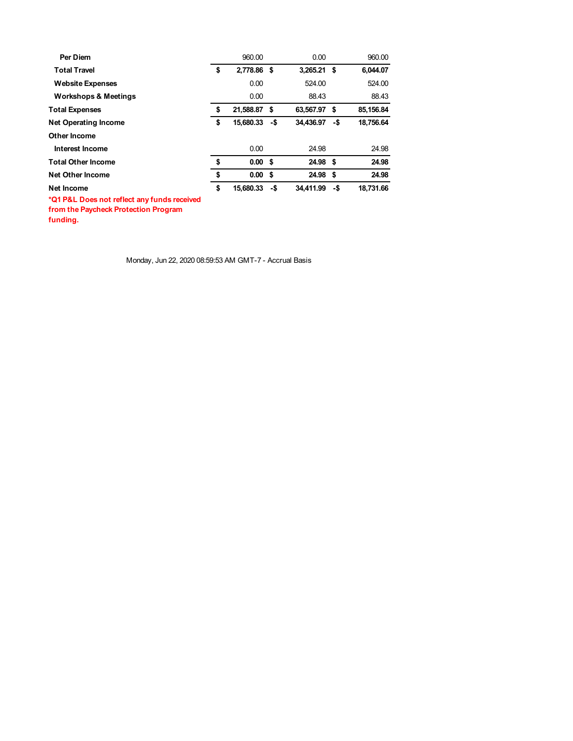| | | | |
|---|---|---|---|
| Per Diem | 960.00 | 0.00 | 960.00 |
| **Total Travel** | **$ 2,778.86** | **$ 3,265.21** | **$ 6,044.07** |
| **Website Expenses** | 0.00 | 524.00 | 524.00 |
| **Workshops & Meetings** | 0.00 | 88.43 | 88.43 |
| **Total Expenses** | **$ 21,588.87** | **$ 63,567.97** | **$ 85,156.84** |
| **Net Operating Income** | **$ 15,680.33** | **-$ 34,436.97** | **-$ 18,756.64** |
| **Other Income** | | | |
| Interest Income | 0.00 | 24.98 | 24.98 |
| **Total Other Income** | **$ 0.00** | **$ 24.98** | **$ 24.98** |
| **Net Other Income** | **$ 0.00** | **$ 24.98** | **$ 24.98** |
| **Net Income** | **$ 15,680.33** | **-$ 34,411.99** | **-$ 18,731.66** |

***Q1 P&L Does not reflect any funds received from the Paycheck Protection Program funding.**

Monday, Jun 22, 2020 08:59:53 AM GMT-7 - Accrual Basis